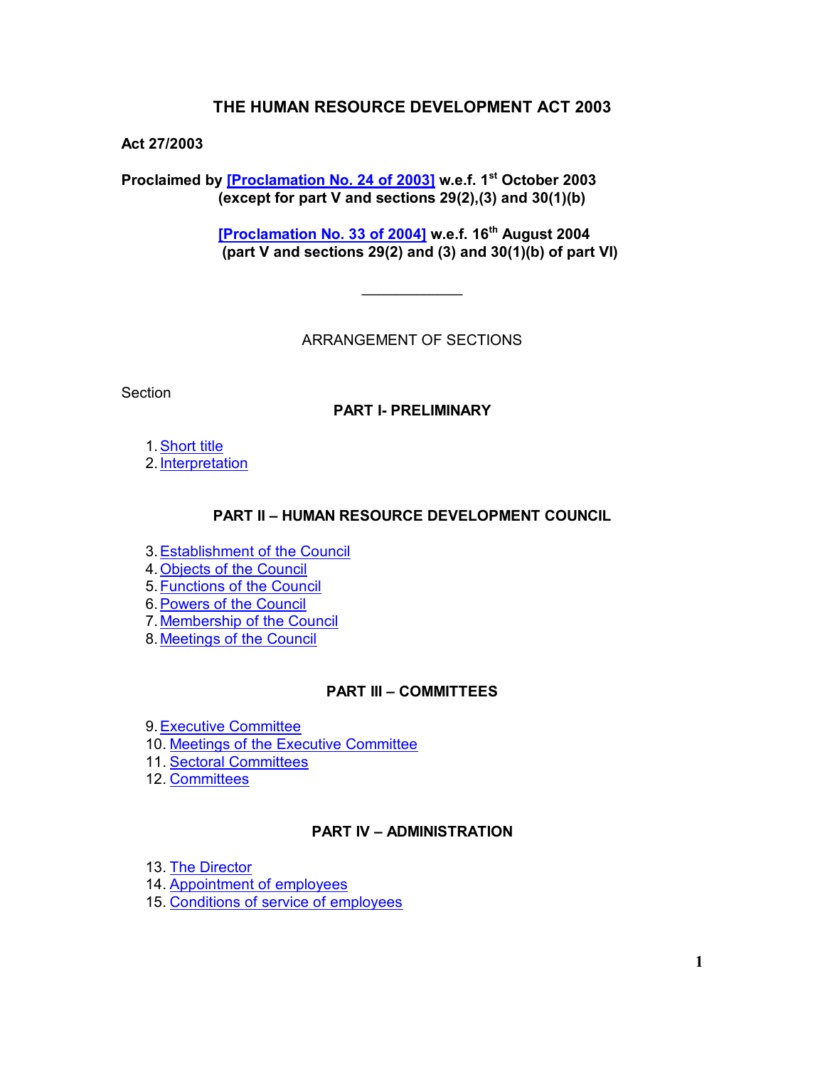# THE HUMAN RESOURCE DEVELOPMENT ACT 2003

**Act 27/2003**

**Proclaimed by [Proclamation No. 24 of 2003] w.e.f. 1st October 2003**
**(except for part V and sections 29(2),(3) and 30(1)(b)**

**[Proclamation No. 33 of 2004] w.e.f. 16th August 2004**
**(part V and sections 29(2) and (3) and 30(1)(b) of part VI)**

---

ARRANGEMENT OF SECTIONS

Section

**PART I- PRELIMINARY**

1. Short title
2. Interpretation

**PART II – HUMAN RESOURCE DEVELOPMENT COUNCIL**

3. Establishment of the Council
4. Objects of the Council
5. Functions of the Council
6. Powers of the Council
7. Membership of the Council
8. Meetings of the Council

**PART III – COMMITTEES**

9. Executive Committee
10. Meetings of the Executive Committee
11. Sectoral Committees
12. Committees

**PART IV – ADMINISTRATION**

13. The Director
14. Appointment of employees
15. Conditions of service of employees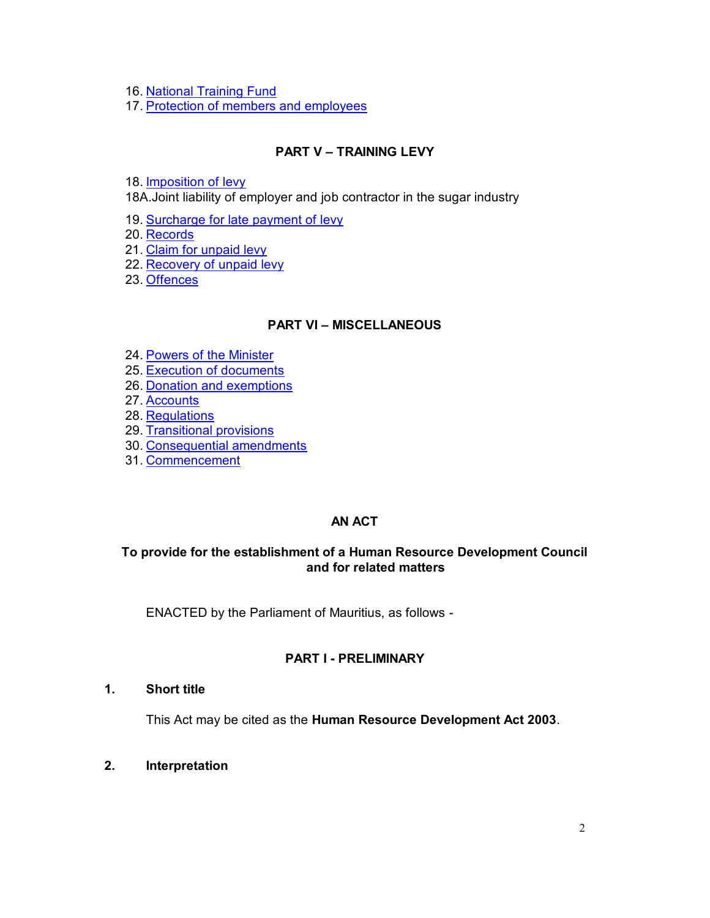16. National Training Fund
17. Protection of members and employees

## PART V – TRAINING LEVY

18. Imposition of levy

18A. Joint liability of employer and job contractor in the sugar industry

19. Surcharge for late payment of levy
20. Records
21. Claim for unpaid levy
22. Recovery of unpaid levy
23. Offences

## PART VI – MISCELLANEOUS

24. Powers of the Minister
25. Execution of documents
26. Donation and exemptions
27. Accounts
28. Regulations
29. Transitional provisions
30. Consequential amendments
31. Commencement

## AN ACT

### To provide for the establishment of a Human Resource Development Council and for related matters

ENACTED by the Parliament of Mauritius, as follows -

## PART I - PRELIMINARY

### 1. Short title

This Act may be cited as the **Human Resource Development Act 2003**.

### 2. Interpretation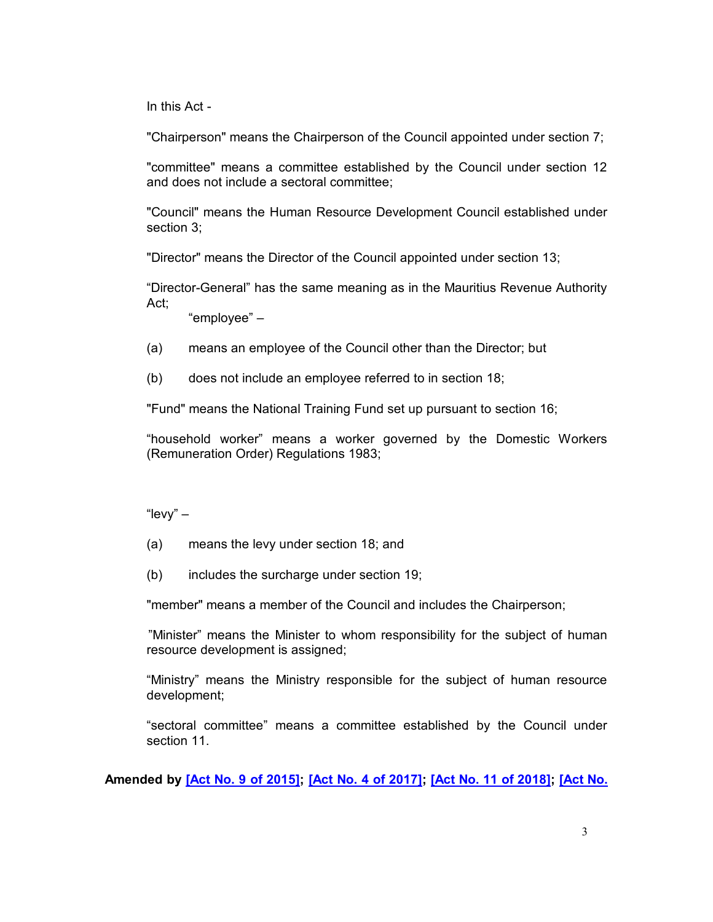In this Act -

"Chairperson" means the Chairperson of the Council appointed under section 7;

"committee" means a committee established by the Council under section 12 and does not include a sectoral committee;

"Council" means the Human Resource Development Council established under section 3;

"Director" means the Director of the Council appointed under section 13;

"Director-General" has the same meaning as in the Mauritius Revenue Authority Act;

"employee" –

(a) means an employee of the Council other than the Director; but

(b) does not include an employee referred to in section 18;

"Fund" means the National Training Fund set up pursuant to section 16;

"household worker" means a worker governed by the Domestic Workers (Remuneration Order) Regulations 1983;

"levy" –

(a) means the levy under section 18; and

(b) includes the surcharge under section 19;

"member" means a member of the Council and includes the Chairperson;

"Minister" means the Minister to whom responsibility for the subject of human resource development is assigned;

"Ministry" means the Ministry responsible for the subject of human resource development;

"sectoral committee" means a committee established by the Council under section 11.

**Amended by [Act No. 9 of 2015]; [Act No. 4 of 2017]; [Act No. 11 of 2018]; [Act No.**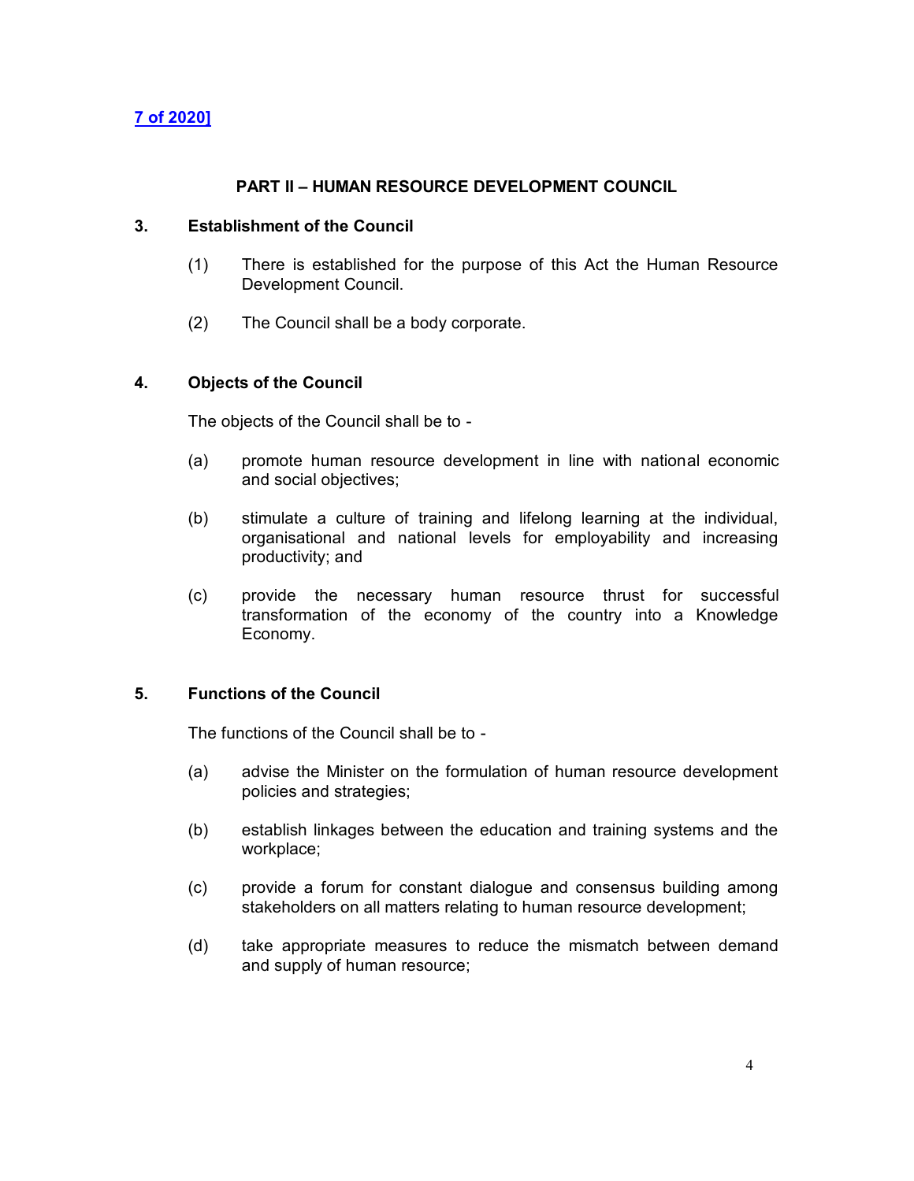7 of 2020]

## PART II – HUMAN RESOURCE DEVELOPMENT COUNCIL

### 3. Establishment of the Council

(1) There is established for the purpose of this Act the Human Resource Development Council.

(2) The Council shall be a body corporate.

### 4. Objects of the Council

The objects of the Council shall be to -

(a) promote human resource development in line with national economic and social objectives;

(b) stimulate a culture of training and lifelong learning at the individual, organisational and national levels for employability and increasing productivity; and

(c) provide the necessary human resource thrust for successful transformation of the economy of the country into a Knowledge Economy.

### 5. Functions of the Council

The functions of the Council shall be to -

(a) advise the Minister on the formulation of human resource development policies and strategies;

(b) establish linkages between the education and training systems and the workplace;

(c) provide a forum for constant dialogue and consensus building among stakeholders on all matters relating to human resource development;

(d) take appropriate measures to reduce the mismatch between demand and supply of human resource;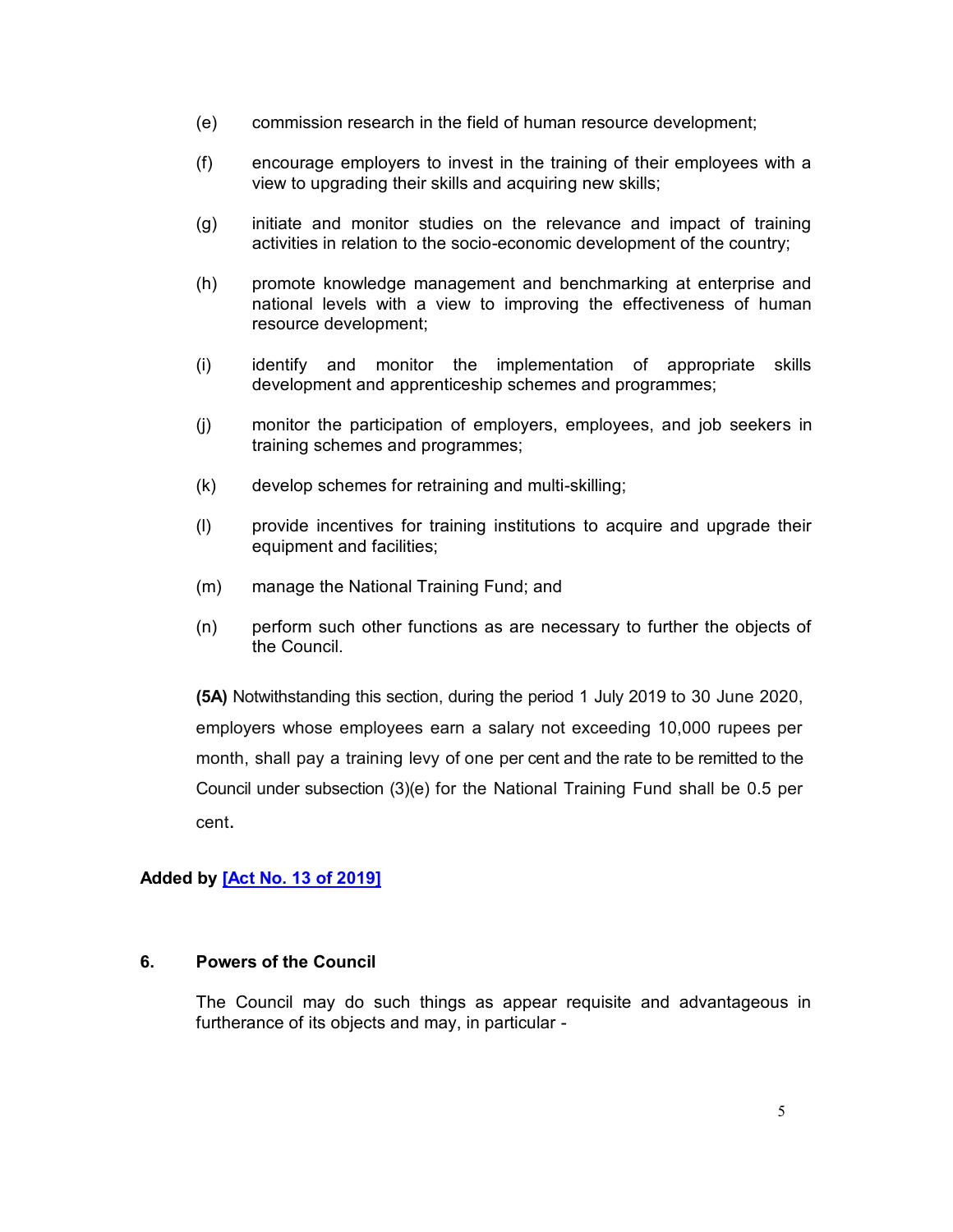(e) commission research in the field of human resource development;

(f) encourage employers to invest in the training of their employees with a view to upgrading their skills and acquiring new skills;

(g) initiate and monitor studies on the relevance and impact of training activities in relation to the socio-economic development of the country;

(h) promote knowledge management and benchmarking at enterprise and national levels with a view to improving the effectiveness of human resource development;

(i) identify and monitor the implementation of appropriate skills development and apprenticeship schemes and programmes;

(j) monitor the participation of employers, employees, and job seekers in training schemes and programmes;

(k) develop schemes for retraining and multi-skilling;

(l) provide incentives for training institutions to acquire and upgrade their equipment and facilities;

(m) manage the National Training Fund; and

(n) perform such other functions as are necessary to further the objects of the Council.

**(5A)** Notwithstanding this section, during the period 1 July 2019 to 30 June 2020, employers whose employees earn a salary not exceeding 10,000 rupees per month, shall pay a training levy of one per cent and the rate to be remitted to the Council under subsection (3)(e) for the National Training Fund shall be 0.5 per cent.

**Added by [Act No. 13 of 2019]**

**6. Powers of the Council**

The Council may do such things as appear requisite and advantageous in furtherance of its objects and may, in particular -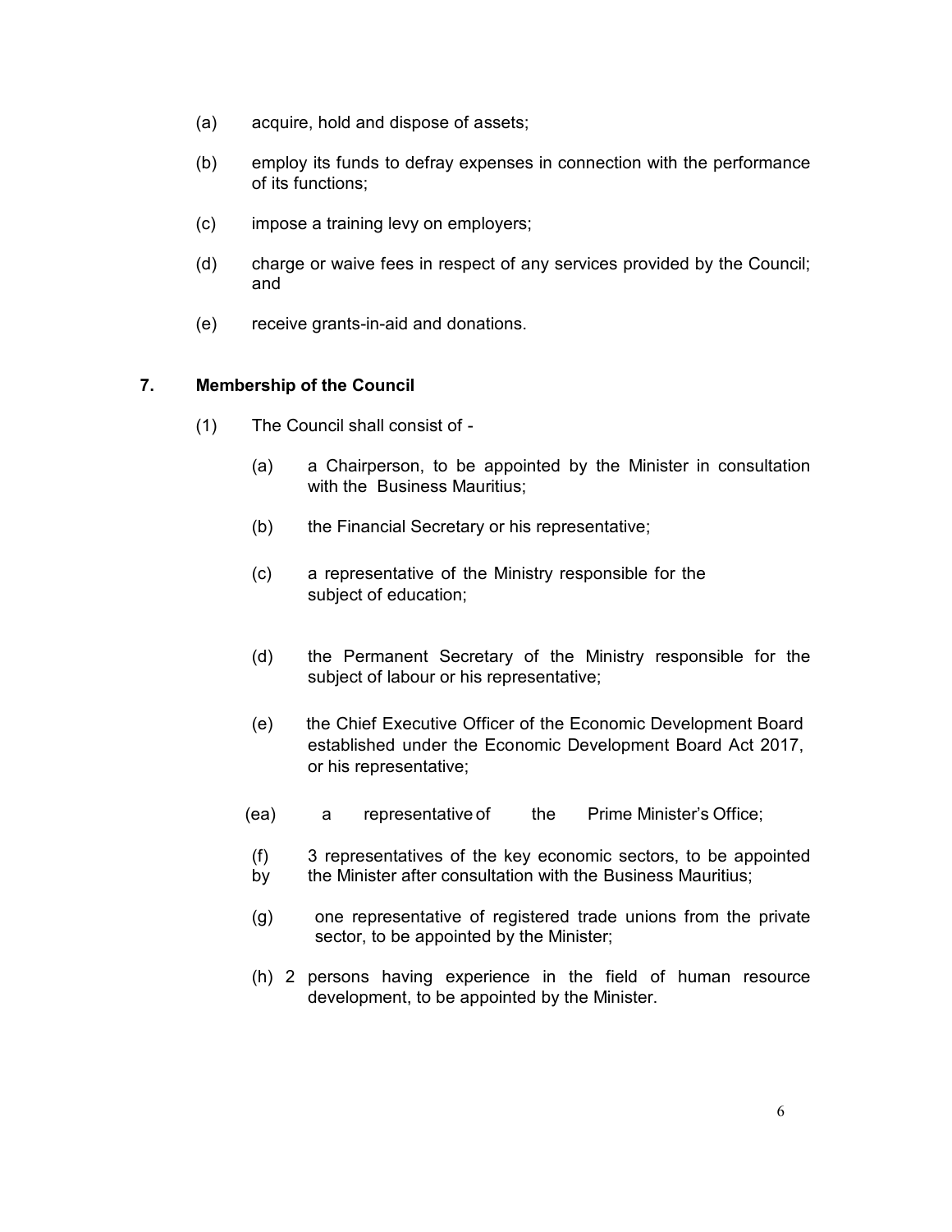(a) acquire, hold and dispose of assets;

(b) employ its funds to defray expenses in connection with the performance of its functions;

(c) impose a training levy on employers;

(d) charge or waive fees in respect of any services provided by the Council; and

(e) receive grants-in-aid and donations.

**7. Membership of the Council**

(1) The Council shall consist of -

(a) a Chairperson, to be appointed by the Minister in consultation with the Business Mauritius;

(b) the Financial Secretary or his representative;

(c) a representative of the Ministry responsible for the subject of education;

(d) the Permanent Secretary of the Ministry responsible for the subject of labour or his representative;

(e) the Chief Executive Officer of the Economic Development Board established under the Economic Development Board Act 2017, or his representative;

(ea) a representative of the Prime Minister's Office;

(f) 3 representatives of the key economic sectors, to be appointed by the Minister after consultation with the Business Mauritius;

(g) one representative of registered trade unions from the private sector, to be appointed by the Minister;

(h) 2 persons having experience in the field of human resource development, to be appointed by the Minister.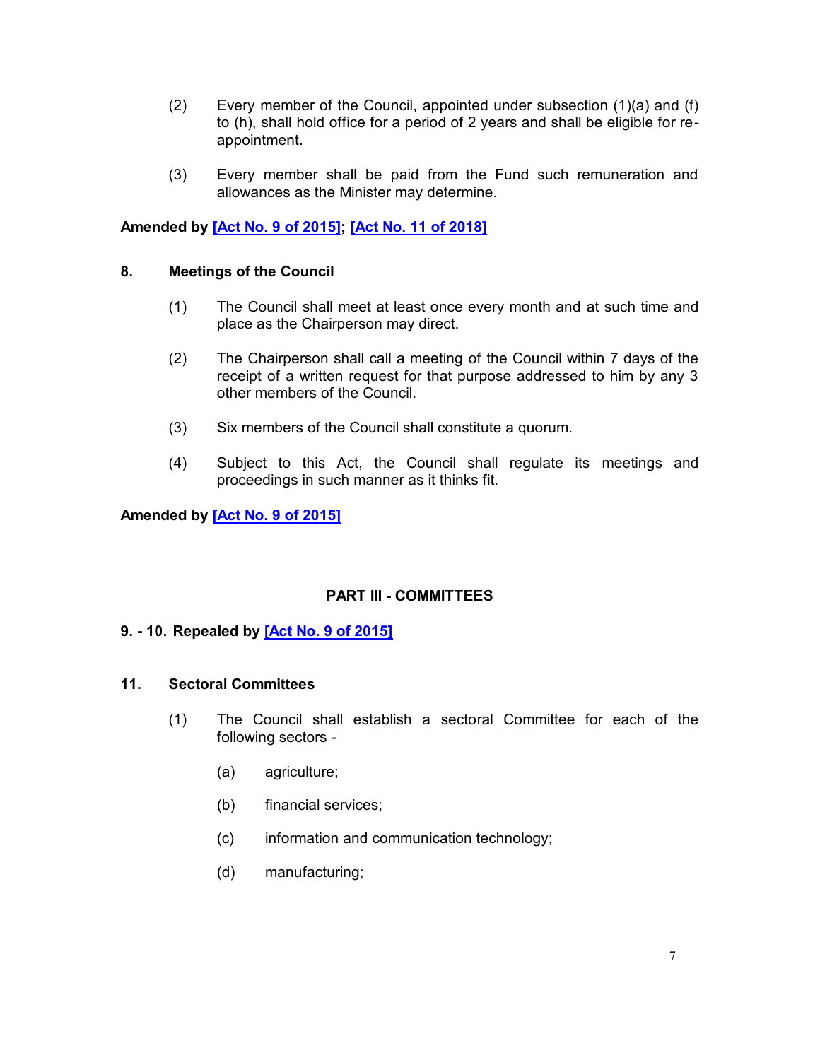(2) Every member of the Council, appointed under subsection (1)(a) and (f) to (h), shall hold office for a period of 2 years and shall be eligible for re-appointment.

(3) Every member shall be paid from the Fund such remuneration and allowances as the Minister may determine.

**Amended by [Act No. 9 of 2015]; [Act No. 11 of 2018]**

**8. Meetings of the Council**

(1) The Council shall meet at least once every month and at such time and place as the Chairperson may direct.

(2) The Chairperson shall call a meeting of the Council within 7 days of the receipt of a written request for that purpose addressed to him by any 3 other members of the Council.

(3) Six members of the Council shall constitute a quorum.

(4) Subject to this Act, the Council shall regulate its meetings and proceedings in such manner as it thinks fit.

**Amended by [Act No. 9 of 2015]**

## PART III - COMMITTEES

**9. - 10. Repealed by [Act No. 9 of 2015]**

**11. Sectoral Committees**

(1) The Council shall establish a sectoral Committee for each of the following sectors -

(a) agriculture;

(b) financial services;

(c) information and communication technology;

(d) manufacturing;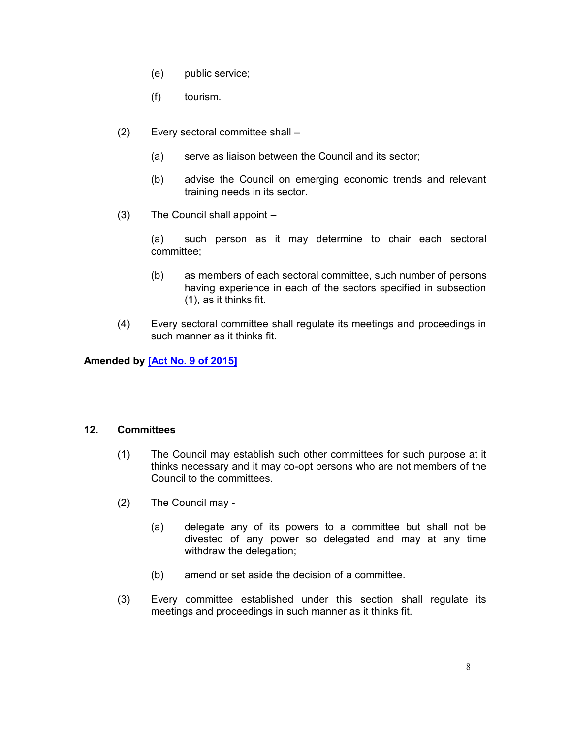(e) public service;

(f) tourism.

(2) Every sectoral committee shall –

(a) serve as liaison between the Council and its sector;

(b) advise the Council on emerging economic trends and relevant training needs in its sector.

(3) The Council shall appoint –

(a) such person as it may determine to chair each sectoral committee;

(b) as members of each sectoral committee, such number of persons having experience in each of the sectors specified in subsection (1), as it thinks fit.

(4) Every sectoral committee shall regulate its meetings and proceedings in such manner as it thinks fit.

**Amended by [Act No. 9 of 2015]**

### 12. Committees

(1) The Council may establish such other committees for such purpose at it thinks necessary and it may co-opt persons who are not members of the Council to the committees.

(2) The Council may -

(a) delegate any of its powers to a committee but shall not be divested of any power so delegated and may at any time withdraw the delegation;

(b) amend or set aside the decision of a committee.

(3) Every committee established under this section shall regulate its meetings and proceedings in such manner as it thinks fit.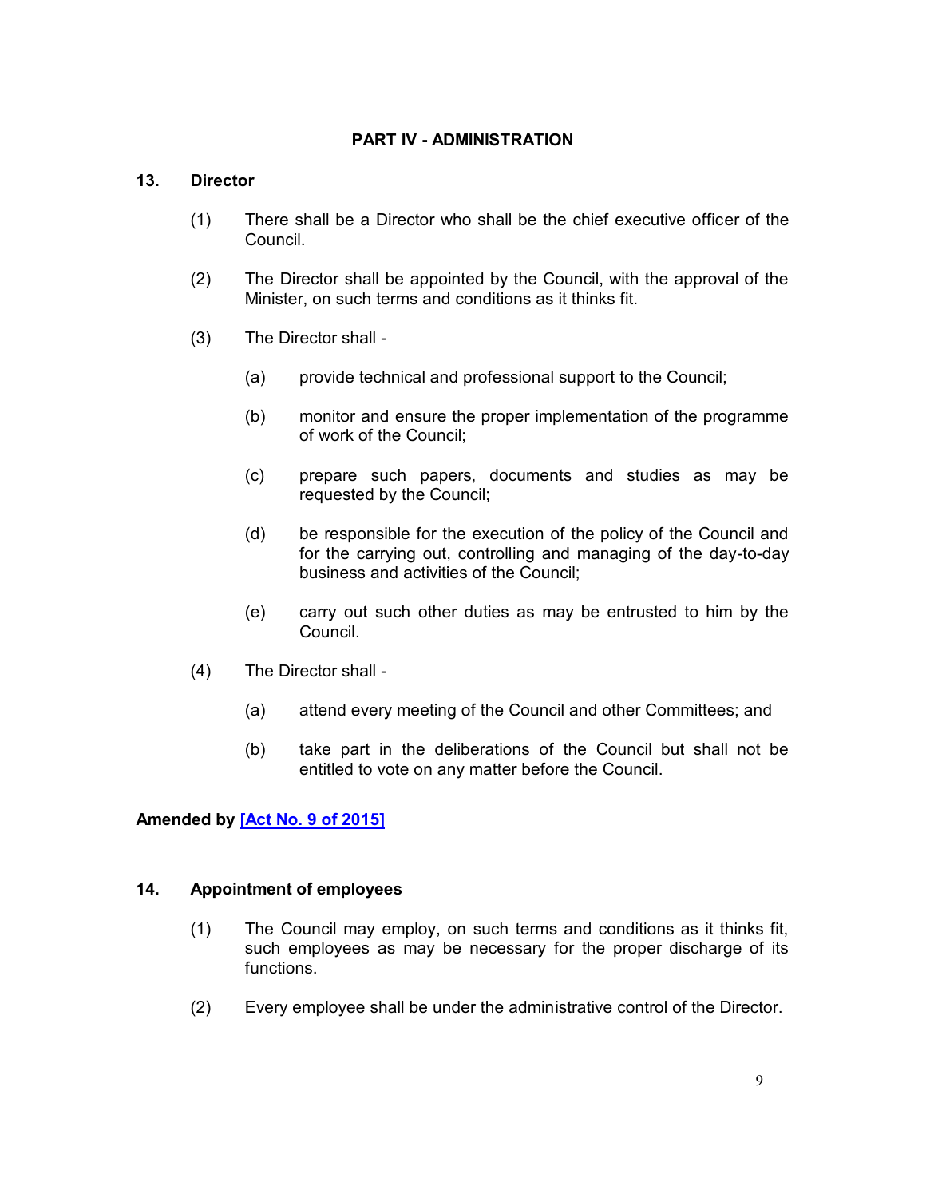## PART IV - ADMINISTRATION

### 13. Director

(1) There shall be a Director who shall be the chief executive officer of the Council.

(2) The Director shall be appointed by the Council, with the approval of the Minister, on such terms and conditions as it thinks fit.

(3) The Director shall -

(a) provide technical and professional support to the Council;

(b) monitor and ensure the proper implementation of the programme of work of the Council;

(c) prepare such papers, documents and studies as may be requested by the Council;

(d) be responsible for the execution of the policy of the Council and for the carrying out, controlling and managing of the day-to-day business and activities of the Council;

(e) carry out such other duties as may be entrusted to him by the Council.

(4) The Director shall -

(a) attend every meeting of the Council and other Committees; and

(b) take part in the deliberations of the Council but shall not be entitled to vote on any matter before the Council.

**Amended by [Act No. 9 of 2015]**

### 14. Appointment of employees

(1) The Council may employ, on such terms and conditions as it thinks fit, such employees as may be necessary for the proper discharge of its functions.

(2) Every employee shall be under the administrative control of the Director.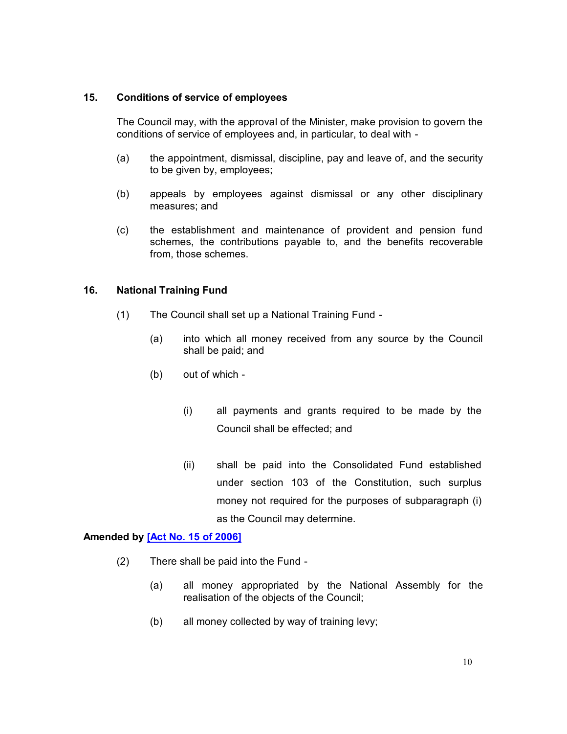### 15. Conditions of service of employees

The Council may, with the approval of the Minister, make provision to govern the conditions of service of employees and, in particular, to deal with -

(a) the appointment, dismissal, discipline, pay and leave of, and the security to be given by, employees;

(b) appeals by employees against dismissal or any other disciplinary measures; and

(c) the establishment and maintenance of provident and pension fund schemes, the contributions payable to, and the benefits recoverable from, those schemes.

### 16. National Training Fund

(1) The Council shall set up a National Training Fund -

(a) into which all money received from any source by the Council shall be paid; and

(b) out of which -

(i) all payments and grants required to be made by the Council shall be effected; and

(ii) shall be paid into the Consolidated Fund established under section 103 of the Constitution, such surplus money not required for the purposes of subparagraph (i) as the Council may determine.

**Amended by [Act No. 15 of 2006]**

(2) There shall be paid into the Fund -

(a) all money appropriated by the National Assembly for the realisation of the objects of the Council;

(b) all money collected by way of training levy;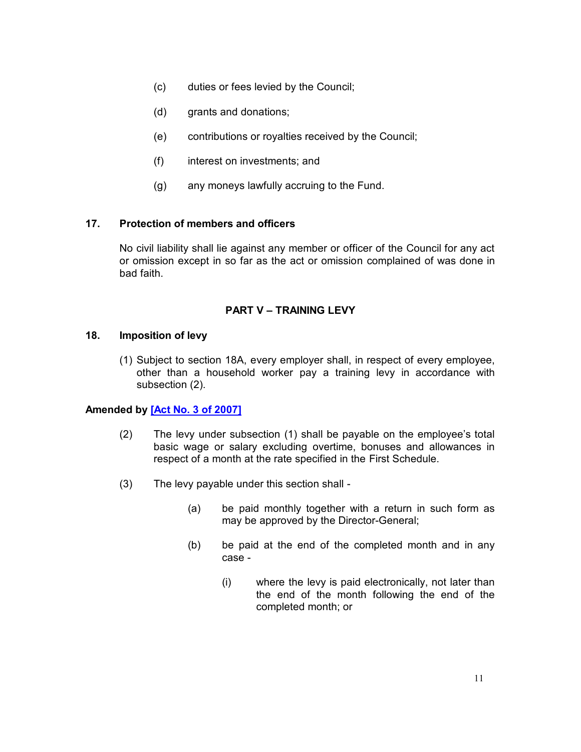(c) duties or fees levied by the Council;

(d) grants and donations;

(e) contributions or royalties received by the Council;

(f) interest on investments; and

(g) any moneys lawfully accruing to the Fund.

**17. Protection of members and officers**

No civil liability shall lie against any member or officer of the Council for any act or omission except in so far as the act or omission complained of was done in bad faith.

## PART V – TRAINING LEVY

**18. Imposition of levy**

(1) Subject to section 18A, every employer shall, in respect of every employee, other than a household worker pay a training levy in accordance with subsection (2).

**Amended by [Act No. 3 of 2007]**

(2) The levy under subsection (1) shall be payable on the employee's total basic wage or salary excluding overtime, bonuses and allowances in respect of a month at the rate specified in the First Schedule.

(3) The levy payable under this section shall -

(a) be paid monthly together with a return in such form as may be approved by the Director-General;

(b) be paid at the end of the completed month and in any case -

(i) where the levy is paid electronically, not later than the end of the month following the end of the completed month; or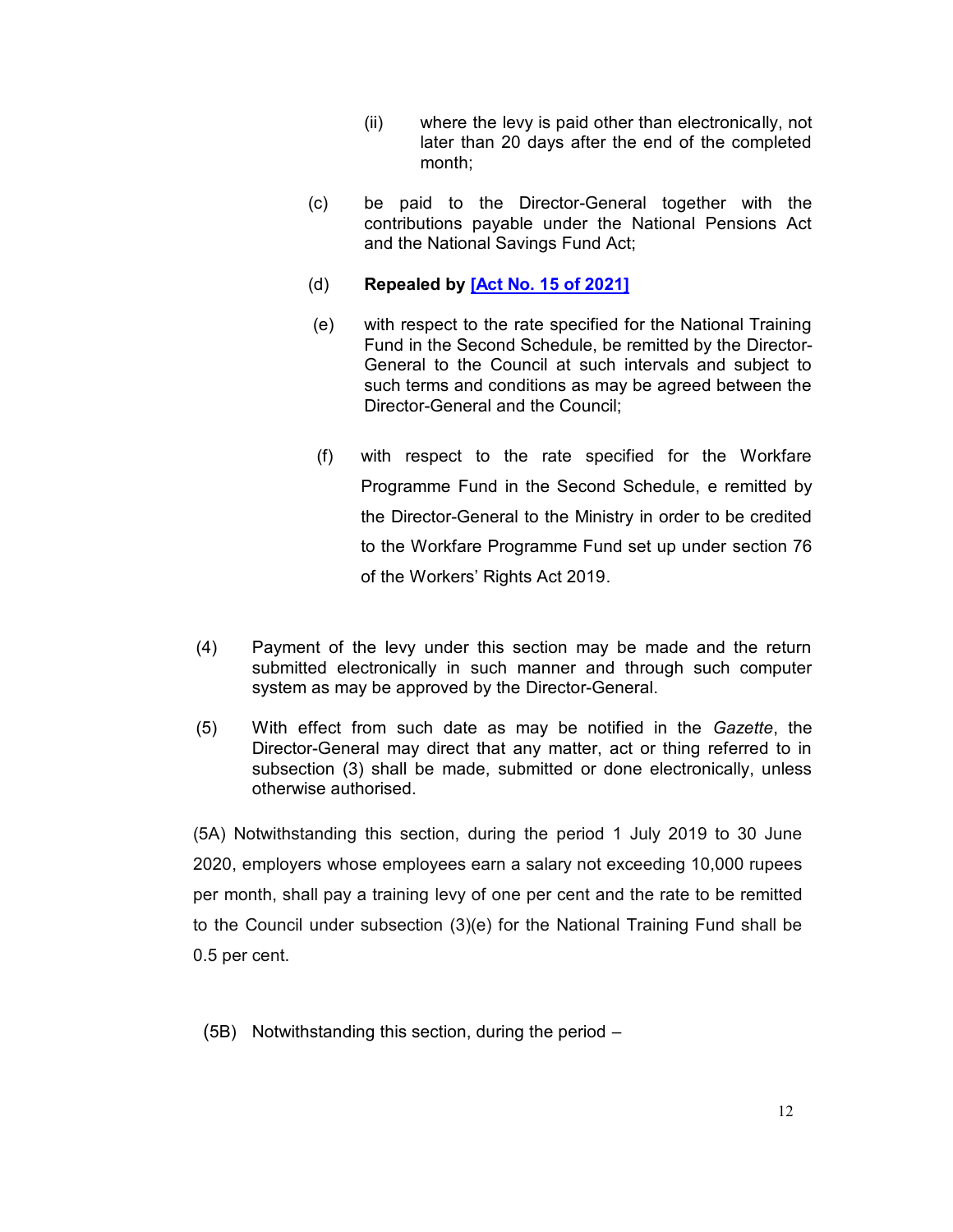(ii) where the levy is paid other than electronically, not later than 20 days after the end of the completed month;

(c) be paid to the Director-General together with the contributions payable under the National Pensions Act and the National Savings Fund Act;

(d) **Repealed by [Act No. 15 of 2021]**

(e) with respect to the rate specified for the National Training Fund in the Second Schedule, be remitted by the Director-General to the Council at such intervals and subject to such terms and conditions as may be agreed between the Director-General and the Council;

(f) with respect to the rate specified for the Workfare Programme Fund in the Second Schedule, e remitted by the Director-General to the Ministry in order to be credited to the Workfare Programme Fund set up under section 76 of the Workers' Rights Act 2019.

(4) Payment of the levy under this section may be made and the return submitted electronically in such manner and through such computer system as may be approved by the Director-General.

(5) With effect from such date as may be notified in the *Gazette*, the Director-General may direct that any matter, act or thing referred to in subsection (3) shall be made, submitted or done electronically, unless otherwise authorised.

(5A) Notwithstanding this section, during the period 1 July 2019 to 30 June 2020, employers whose employees earn a salary not exceeding 10,000 rupees per month, shall pay a training levy of one per cent and the rate to be remitted to the Council under subsection (3)(e) for the National Training Fund shall be 0.5 per cent.

(5B) Notwithstanding this section, during the period –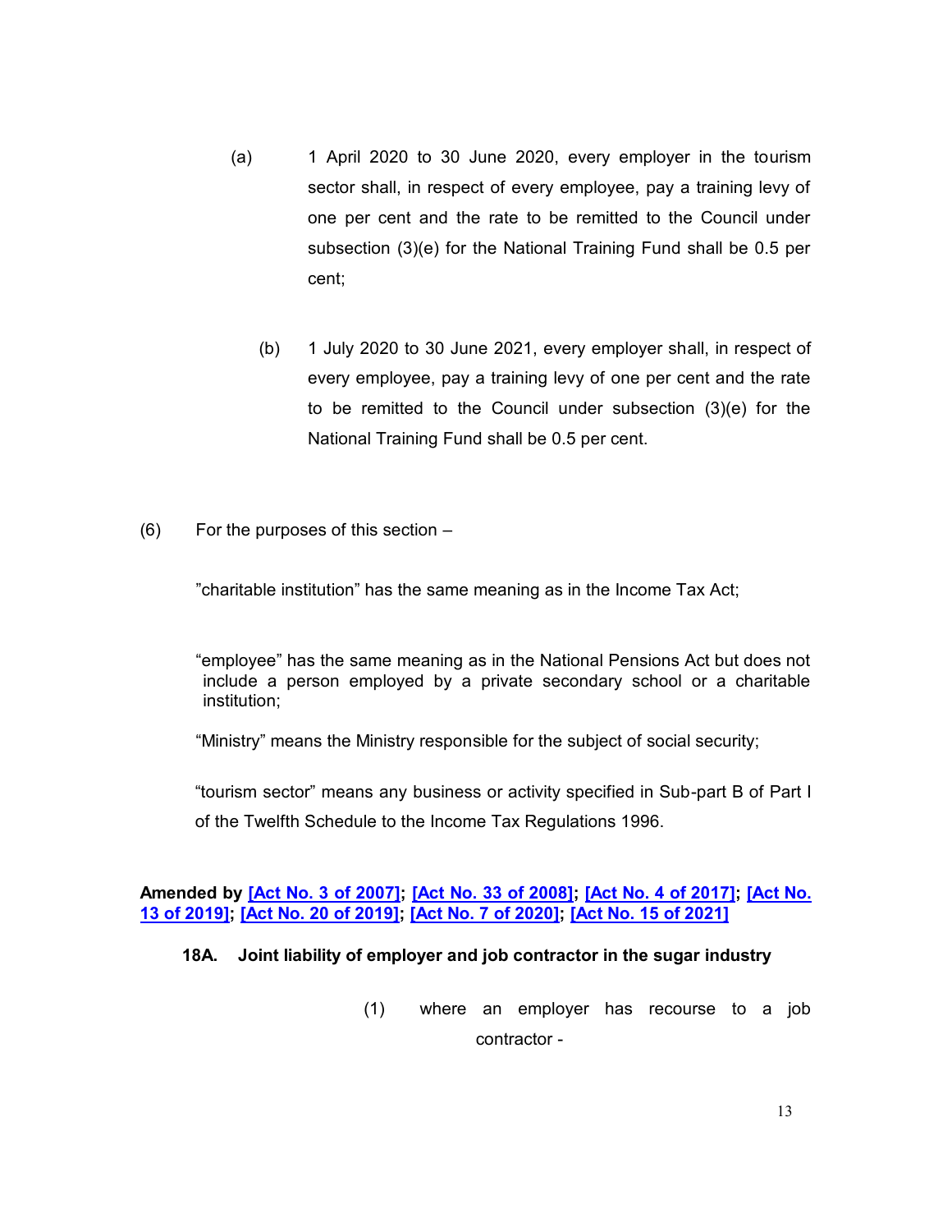(a) 1 April 2020 to 30 June 2020, every employer in the tourism sector shall, in respect of every employee, pay a training levy of one per cent and the rate to be remitted to the Council under subsection (3)(e) for the National Training Fund shall be 0.5 per cent;

(b) 1 July 2020 to 30 June 2021, every employer shall, in respect of every employee, pay a training levy of one per cent and the rate to be remitted to the Council under subsection (3)(e) for the National Training Fund shall be 0.5 per cent.

(6) For the purposes of this section –

"charitable institution" has the same meaning as in the Income Tax Act;

"employee" has the same meaning as in the National Pensions Act but does not include a person employed by a private secondary school or a charitable institution;

"Ministry" means the Ministry responsible for the subject of social security;

"tourism sector" means any business or activity specified in Sub-part B of Part I of the Twelfth Schedule to the Income Tax Regulations 1996.

**Amended by [Act No. 3 of 2007]; [Act No. 33 of 2008]; [Act No. 4 of 2017]; [Act No. 13 of 2019]; [Act No. 20 of 2019]; [Act No. 7 of 2020]; [Act No. 15 of 2021]**

**18A. Joint liability of employer and job contractor in the sugar industry**

(1) where an employer has recourse to a job contractor -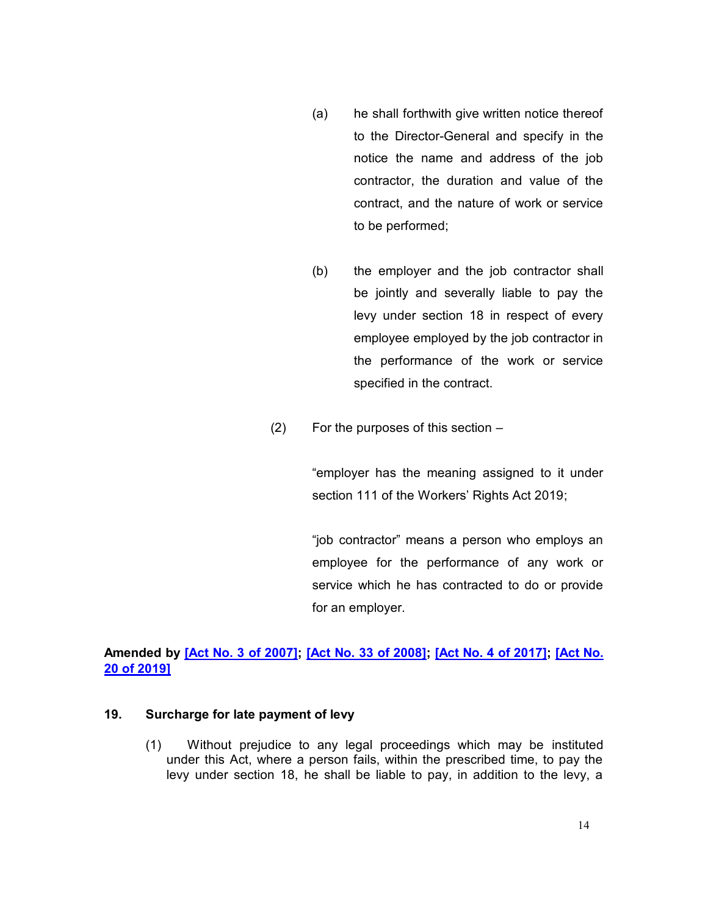(a) he shall forthwith give written notice thereof to the Director-General and specify in the notice the name and address of the job contractor, the duration and value of the contract, and the nature of work or service to be performed;

(b) the employer and the job contractor shall be jointly and severally liable to pay the levy under section 18 in respect of every employee employed by the job contractor in the performance of the work or service specified in the contract.

(2) For the purposes of this section –

"employer has the meaning assigned to it under section 111 of the Workers' Rights Act 2019;

"job contractor" means a person who employs an employee for the performance of any work or service which he has contracted to do or provide for an employer.

**Amended by [Act No. 3 of 2007]; [Act No. 33 of 2008]; [Act No. 4 of 2017]; [Act No. 20 of 2019]**

**19. Surcharge for late payment of levy**

(1) Without prejudice to any legal proceedings which may be instituted under this Act, where a person fails, within the prescribed time, to pay the levy under section 18, he shall be liable to pay, in addition to the levy, a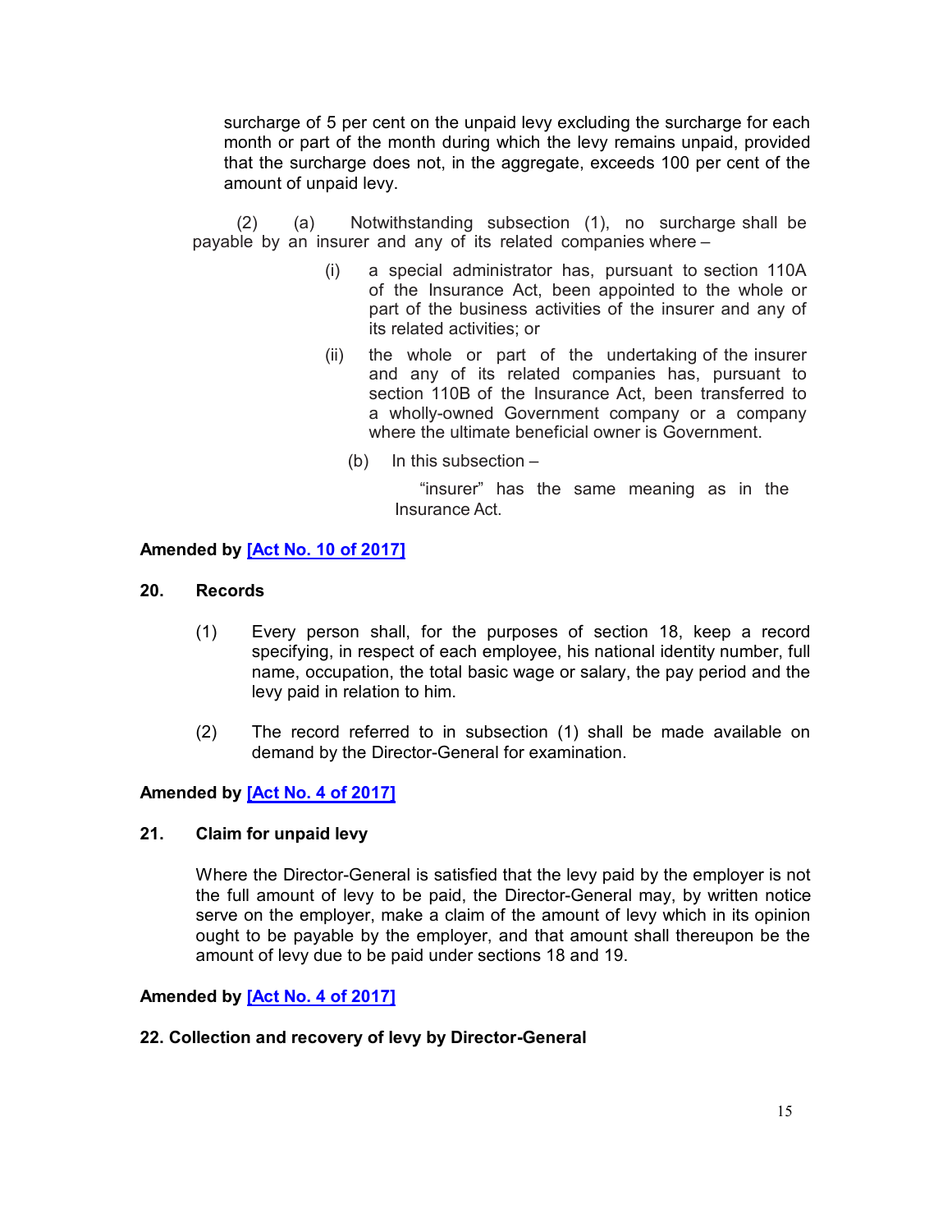surcharge of 5 per cent on the unpaid levy excluding the surcharge for each month or part of the month during which the levy remains unpaid, provided that the surcharge does not, in the aggregate, exceeds 100 per cent of the amount of unpaid levy.

(2) (a) Notwithstanding subsection (1), no surcharge shall be payable by an insurer and any of its related companies where –

(i) a special administrator has, pursuant to section 110A of the Insurance Act, been appointed to the whole or part of the business activities of the insurer and any of its related activities; or

(ii) the whole or part of the undertaking of the insurer and any of its related companies has, pursuant to section 110B of the Insurance Act, been transferred to a wholly-owned Government company or a company where the ultimate beneficial owner is Government.

(b) In this subsection –

"insurer" has the same meaning as in the Insurance Act.

**Amended by [Act No. 10 of 2017]**

**20. Records**

(1) Every person shall, for the purposes of section 18, keep a record specifying, in respect of each employee, his national identity number, full name, occupation, the total basic wage or salary, the pay period and the levy paid in relation to him.

(2) The record referred to in subsection (1) shall be made available on demand by the Director-General for examination.

**Amended by [Act No. 4 of 2017]**

**21. Claim for unpaid levy**

Where the Director-General is satisfied that the levy paid by the employer is not the full amount of levy to be paid, the Director-General may, by written notice serve on the employer, make a claim of the amount of levy which in its opinion ought to be payable by the employer, and that amount shall thereupon be the amount of levy due to be paid under sections 18 and 19.

**Amended by [Act No. 4 of 2017]**

**22. Collection and recovery of levy by Director-General**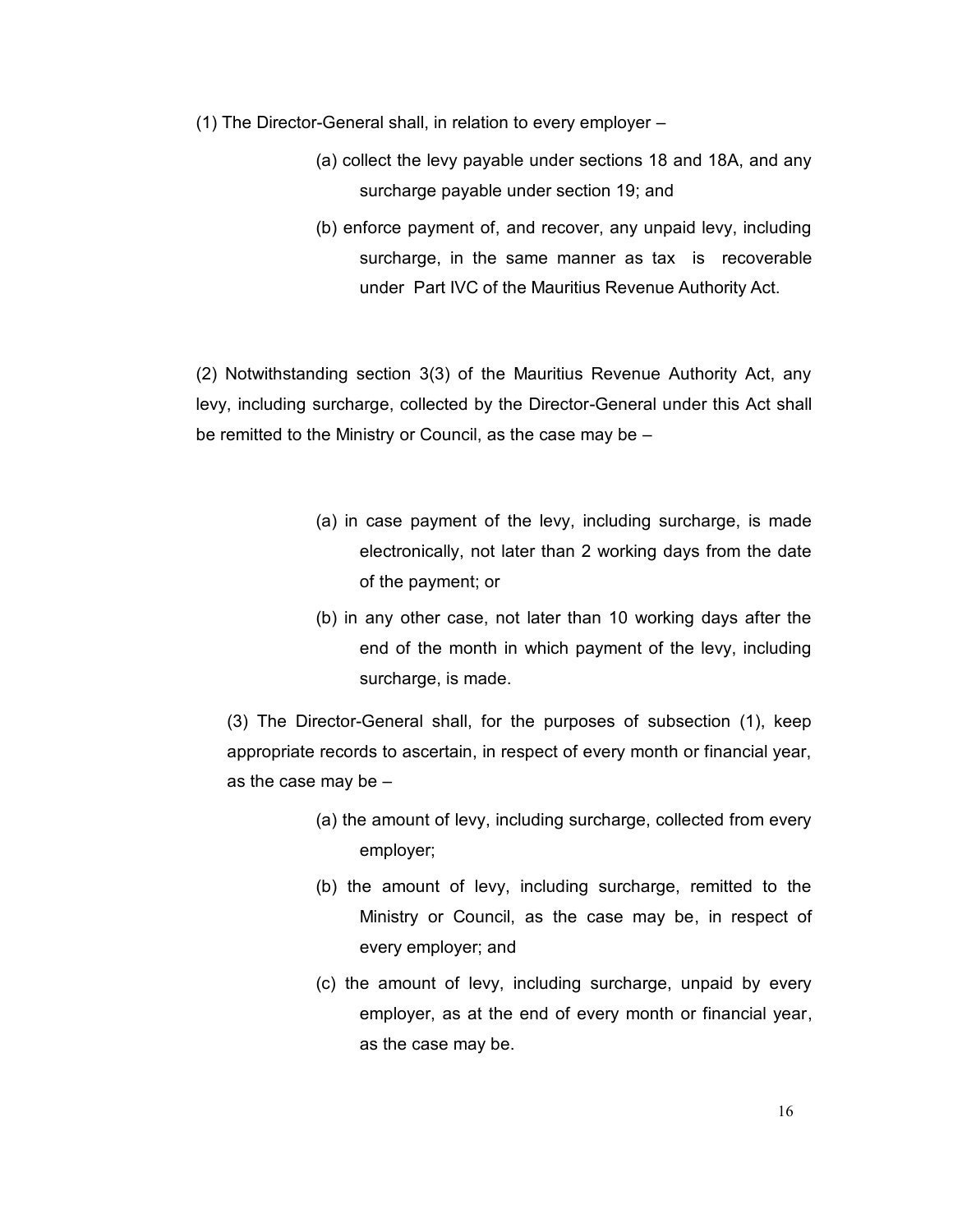(1) The Director-General shall, in relation to every employer –

(a) collect the levy payable under sections 18 and 18A, and any surcharge payable under section 19; and

(b) enforce payment of, and recover, any unpaid levy, including surcharge, in the same manner as tax is recoverable under Part IVC of the Mauritius Revenue Authority Act.

(2) Notwithstanding section 3(3) of the Mauritius Revenue Authority Act, any levy, including surcharge, collected by the Director-General under this Act shall be remitted to the Ministry or Council, as the case may be –

(a) in case payment of the levy, including surcharge, is made electronically, not later than 2 working days from the date of the payment; or

(b) in any other case, not later than 10 working days after the end of the month in which payment of the levy, including surcharge, is made.

(3) The Director-General shall, for the purposes of subsection (1), keep appropriate records to ascertain, in respect of every month or financial year, as the case may be –

(a) the amount of levy, including surcharge, collected from every employer;

(b) the amount of levy, including surcharge, remitted to the Ministry or Council, as the case may be, in respect of every employer; and

(c) the amount of levy, including surcharge, unpaid by every employer, as at the end of every month or financial year, as the case may be.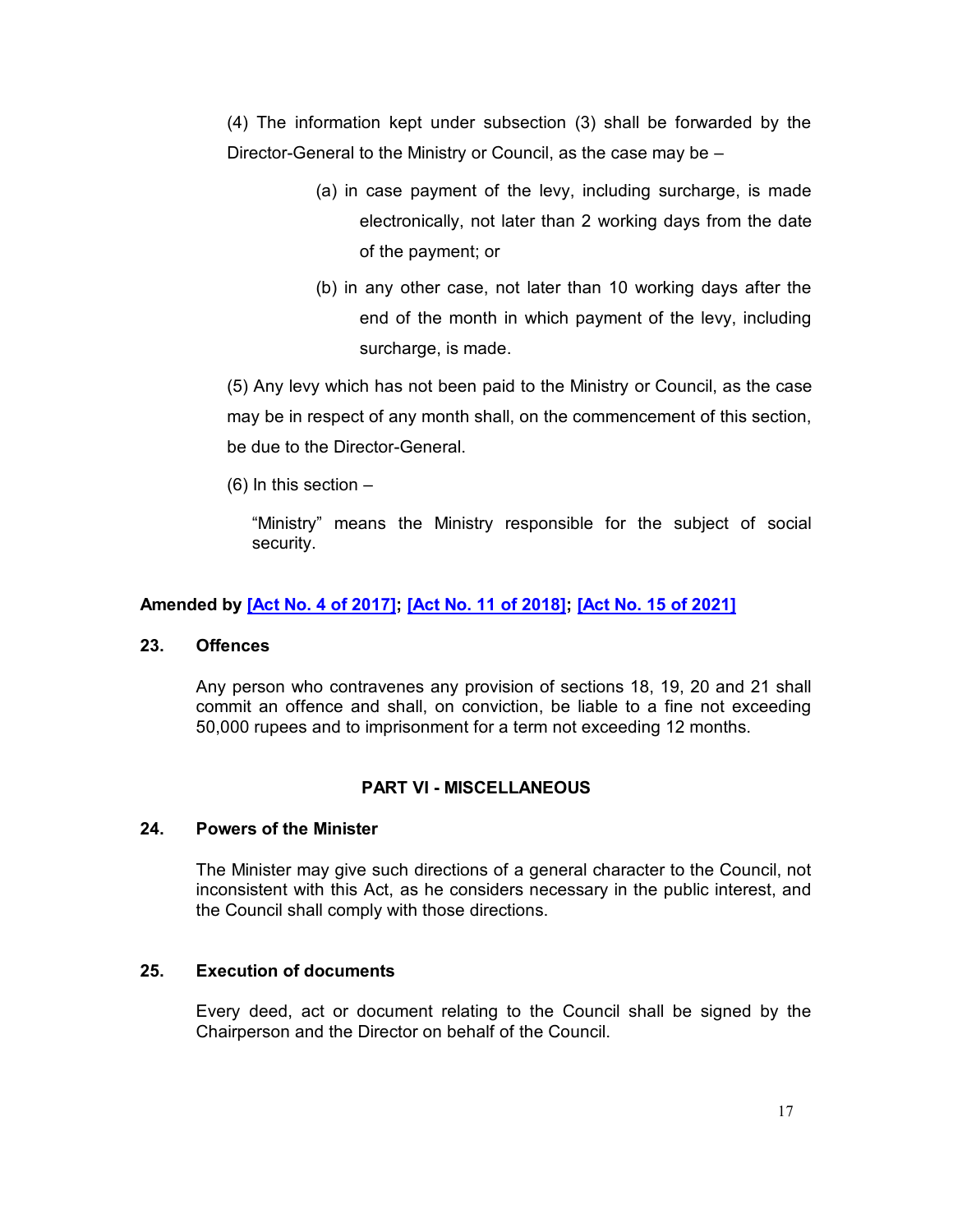(4) The information kept under subsection (3) shall be forwarded by the Director-General to the Ministry or Council, as the case may be –

(a) in case payment of the levy, including surcharge, is made electronically, not later than 2 working days from the date of the payment; or

(b) in any other case, not later than 10 working days after the end of the month in which payment of the levy, including surcharge, is made.

(5) Any levy which has not been paid to the Ministry or Council, as the case may be in respect of any month shall, on the commencement of this section, be due to the Director-General.

(6) In this section –

"Ministry" means the Ministry responsible for the subject of social security.

**Amended by [Act No. 4 of 2017]; [Act No. 11 of 2018]; [Act No. 15 of 2021]**

### 23. Offences

Any person who contravenes any provision of sections 18, 19, 20 and 21 shall commit an offence and shall, on conviction, be liable to a fine not exceeding 50,000 rupees and to imprisonment for a term not exceeding 12 months.

## PART VI - MISCELLANEOUS

### 24. Powers of the Minister

The Minister may give such directions of a general character to the Council, not inconsistent with this Act, as he considers necessary in the public interest, and the Council shall comply with those directions.

### 25. Execution of documents

Every deed, act or document relating to the Council shall be signed by the Chairperson and the Director on behalf of the Council.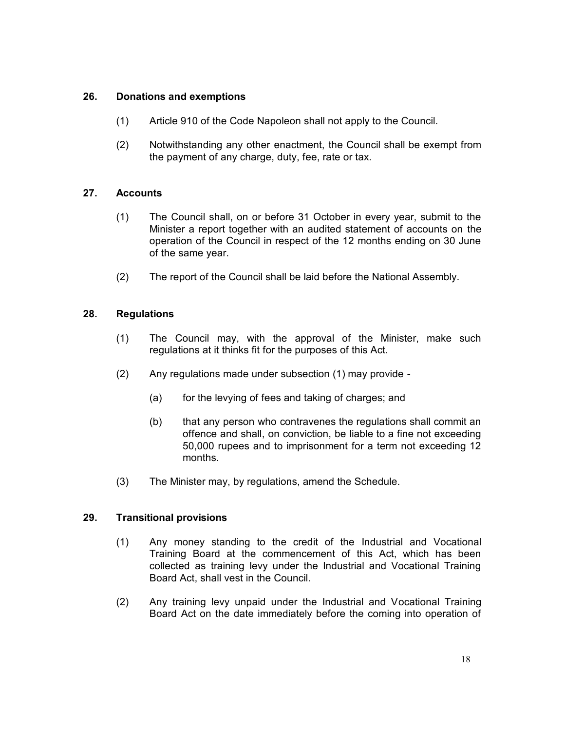### 26. Donations and exemptions

(1) Article 910 of the Code Napoleon shall not apply to the Council.

(2) Notwithstanding any other enactment, the Council shall be exempt from the payment of any charge, duty, fee, rate or tax.

### 27. Accounts

(1) The Council shall, on or before 31 October in every year, submit to the Minister a report together with an audited statement of accounts on the operation of the Council in respect of the 12 months ending on 30 June of the same year.

(2) The report of the Council shall be laid before the National Assembly.

### 28. Regulations

(1) The Council may, with the approval of the Minister, make such regulations at it thinks fit for the purposes of this Act.

(2) Any regulations made under subsection (1) may provide -

(a) for the levying of fees and taking of charges; and

(b) that any person who contravenes the regulations shall commit an offence and shall, on conviction, be liable to a fine not exceeding 50,000 rupees and to imprisonment for a term not exceeding 12 months.

(3) The Minister may, by regulations, amend the Schedule.

### 29. Transitional provisions

(1) Any money standing to the credit of the Industrial and Vocational Training Board at the commencement of this Act, which has been collected as training levy under the Industrial and Vocational Training Board Act, shall vest in the Council.

(2) Any training levy unpaid under the Industrial and Vocational Training Board Act on the date immediately before the coming into operation of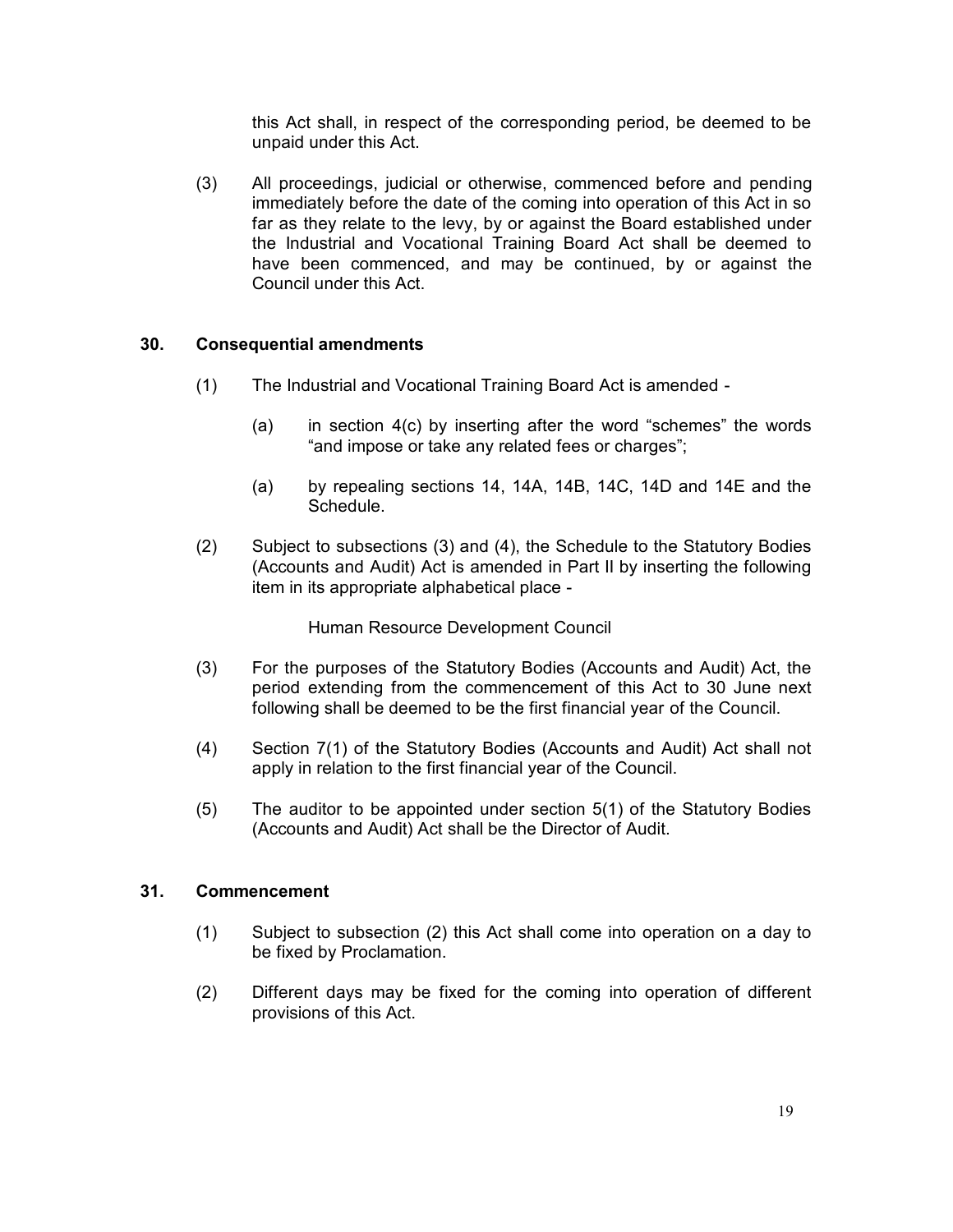this Act shall, in respect of the corresponding period, be deemed to be unpaid under this Act.

(3) All proceedings, judicial or otherwise, commenced before and pending immediately before the date of the coming into operation of this Act in so far as they relate to the levy, by or against the Board established under the Industrial and Vocational Training Board Act shall be deemed to have been commenced, and may be continued, by or against the Council under this Act.

### 30. Consequential amendments

(1) The Industrial and Vocational Training Board Act is amended -

(a) in section 4(c) by inserting after the word "schemes" the words "and impose or take any related fees or charges";

(a) by repealing sections 14, 14A, 14B, 14C, 14D and 14E and the Schedule.

(2) Subject to subsections (3) and (4), the Schedule to the Statutory Bodies (Accounts and Audit) Act is amended in Part II by inserting the following item in its appropriate alphabetical place -

Human Resource Development Council

(3) For the purposes of the Statutory Bodies (Accounts and Audit) Act, the period extending from the commencement of this Act to 30 June next following shall be deemed to be the first financial year of the Council.

(4) Section 7(1) of the Statutory Bodies (Accounts and Audit) Act shall not apply in relation to the first financial year of the Council.

(5) The auditor to be appointed under section 5(1) of the Statutory Bodies (Accounts and Audit) Act shall be the Director of Audit.

### 31. Commencement

(1) Subject to subsection (2) this Act shall come into operation on a day to be fixed by Proclamation.

(2) Different days may be fixed for the coming into operation of different provisions of this Act.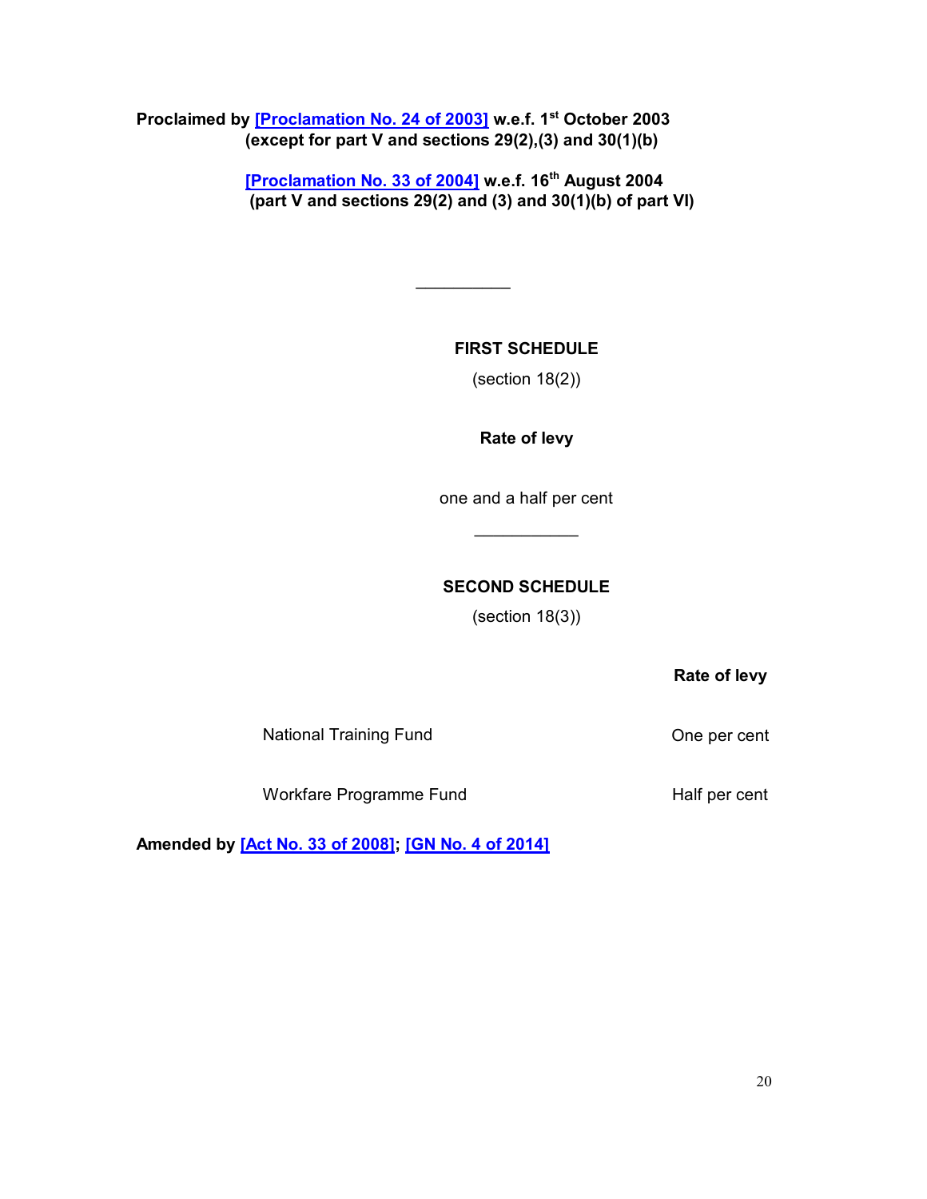**Proclaimed by [Proclamation No. 24 of 2003] w.e.f. 1st October 2003 (except for part V and sections 29(2),(3) and 30(1)(b)**

**[Proclamation No. 33 of 2004] w.e.f. 16th August 2004 (part V and sections 29(2) and (3) and 30(1)(b) of part VI)**

---

## FIRST SCHEDULE

(section 18(2))

**Rate of levy**

one and a half per cent

---

## SECOND SCHEDULE

(section 18(3))

| | **Rate of levy** |
|---|---|
| National Training Fund | One per cent |
| Workfare Programme Fund | Half per cent |

**Amended by [Act No. 33 of 2008]; [GN No. 4 of 2014]**